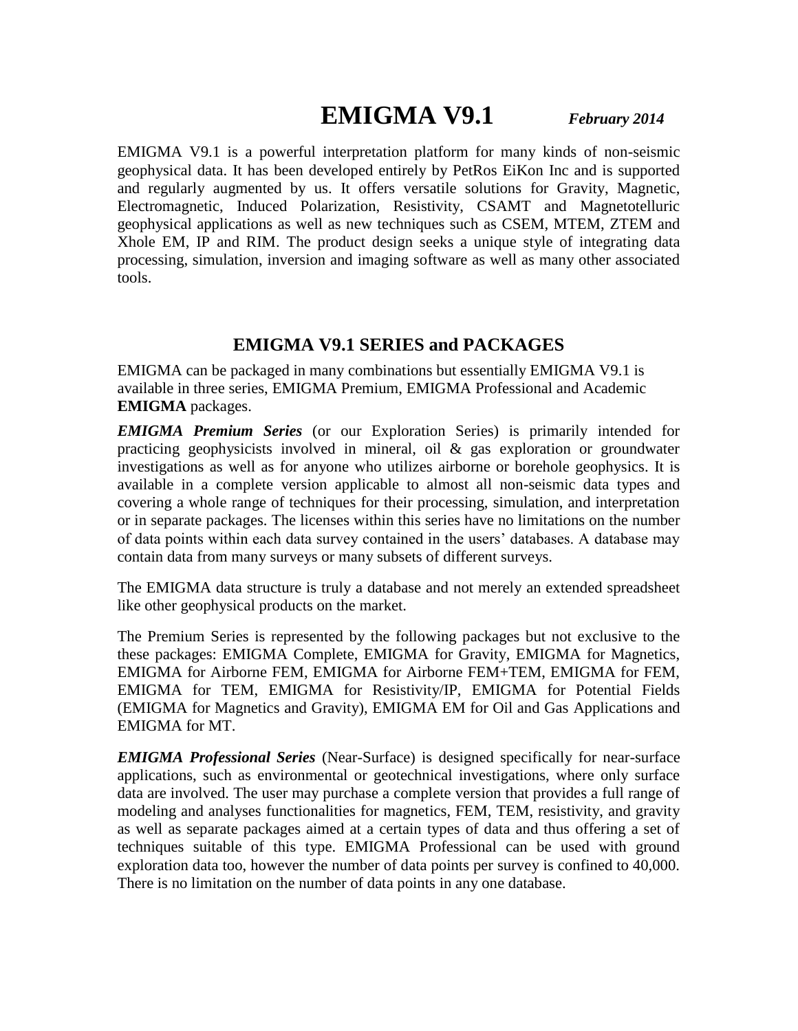# EMIGMA V9.1 *February 2014*

EMIGMA V9.1 is a powerful interpretation platform for many kinds of non-seismic geophysical data. It has been developed entirely by PetRos EiKon Inc and is supported and regularly augmented by us. It offers versatile solutions for Gravity, Magnetic, Electromagnetic, Induced Polarization, Resistivity, CSAMT and Magnetotelluric geophysical applications as well as new techniques such as CSEM, MTEM, ZTEM and Xhole EM, IP and RIM. The product design seeks a unique style of integrating data processing, simulation, inversion and imaging software as well as many other associated tools.

## EMIGMA V9.1 SERIES and PACKAGES

EMIGMA can be packaged in many combinations but essentially EMIGMA V9.1 is available in three series, EMIGMA Premium, EMIGMA Professional and Academic **EMIGMA** packages.

***EMIGMA Premium Series*** (or our Exploration Series) is primarily intended for practicing geophysicists involved in mineral, oil & gas exploration or groundwater investigations as well as for anyone who utilizes airborne or borehole geophysics. It is available in a complete version applicable to almost all non-seismic data types and covering a whole range of techniques for their processing, simulation, and interpretation or in separate packages. The licenses within this series have no limitations on the number of data points within each data survey contained in the users' databases. A database may contain data from many surveys or many subsets of different surveys.

The EMIGMA data structure is truly a database and not merely an extended spreadsheet like other geophysical products on the market.

The Premium Series is represented by the following packages but not exclusive to the these packages: EMIGMA Complete, EMIGMA for Gravity, EMIGMA for Magnetics, EMIGMA for Airborne FEM, EMIGMA for Airborne FEM+TEM, EMIGMA for FEM, EMIGMA for TEM, EMIGMA for Resistivity/IP, EMIGMA for Potential Fields (EMIGMA for Magnetics and Gravity), EMIGMA EM for Oil and Gas Applications and EMIGMA for MT.

***EMIGMA Professional Series*** (Near-Surface) is designed specifically for near-surface applications, such as environmental or geotechnical investigations, where only surface data are involved. The user may purchase a complete version that provides a full range of modeling and analyses functionalities for magnetics, FEM, TEM, resistivity, and gravity as well as separate packages aimed at a certain types of data and thus offering a set of techniques suitable of this type. EMIGMA Professional can be used with ground exploration data too, however the number of data points per survey is confined to 40,000. There is no limitation on the number of data points in any one database.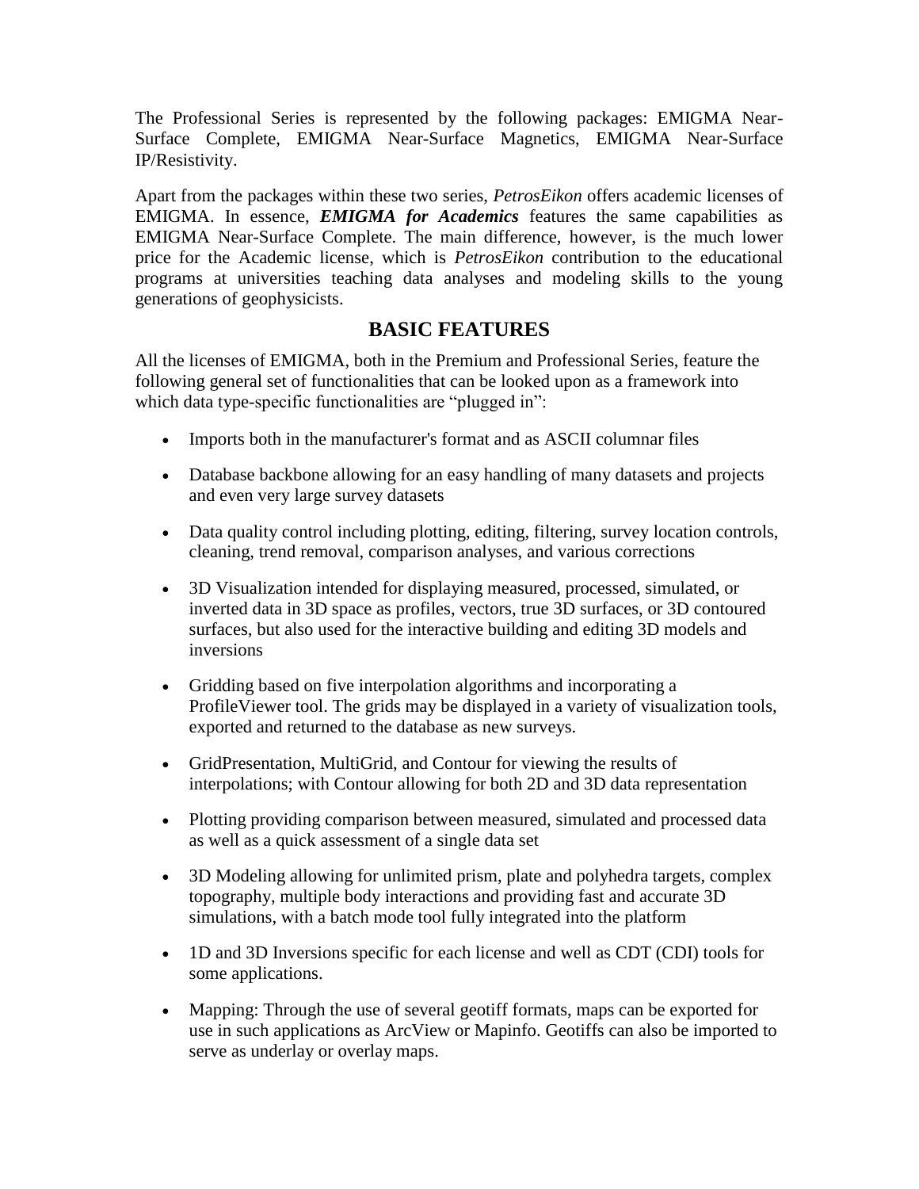The Professional Series is represented by the following packages: EMIGMA Near-Surface Complete, EMIGMA Near-Surface Magnetics, EMIGMA Near-Surface IP/Resistivity.

Apart from the packages within these two series, *PetrosEikon* offers academic licenses of EMIGMA. In essence, ***EMIGMA for Academics*** features the same capabilities as EMIGMA Near-Surface Complete. The main difference, however, is the much lower price for the Academic license, which is *PetrosEikon* contribution to the educational programs at universities teaching data analyses and modeling skills to the young generations of geophysicists.

## BASIC FEATURES

All the licenses of EMIGMA, both in the Premium and Professional Series, feature the following general set of functionalities that can be looked upon as a framework into which data type-specific functionalities are "plugged in":

- Imports both in the manufacturer's format and as ASCII columnar files
- Database backbone allowing for an easy handling of many datasets and projects and even very large survey datasets
- Data quality control including plotting, editing, filtering, survey location controls, cleaning, trend removal, comparison analyses, and various corrections
- 3D Visualization intended for displaying measured, processed, simulated, or inverted data in 3D space as profiles, vectors, true 3D surfaces, or 3D contoured surfaces, but also used for the interactive building and editing 3D models and inversions
- Gridding based on five interpolation algorithms and incorporating a ProfileViewer tool. The grids may be displayed in a variety of visualization tools, exported and returned to the database as new surveys.
- GridPresentation, MultiGrid, and Contour for viewing the results of interpolations; with Contour allowing for both 2D and 3D data representation
- Plotting providing comparison between measured, simulated and processed data as well as a quick assessment of a single data set
- 3D Modeling allowing for unlimited prism, plate and polyhedra targets, complex topography, multiple body interactions and providing fast and accurate 3D simulations, with a batch mode tool fully integrated into the platform
- 1D and 3D Inversions specific for each license and well as CDT (CDI) tools for some applications.
- Mapping: Through the use of several geotiff formats, maps can be exported for use in such applications as ArcView or Mapinfo. Geotiffs can also be imported to serve as underlay or overlay maps.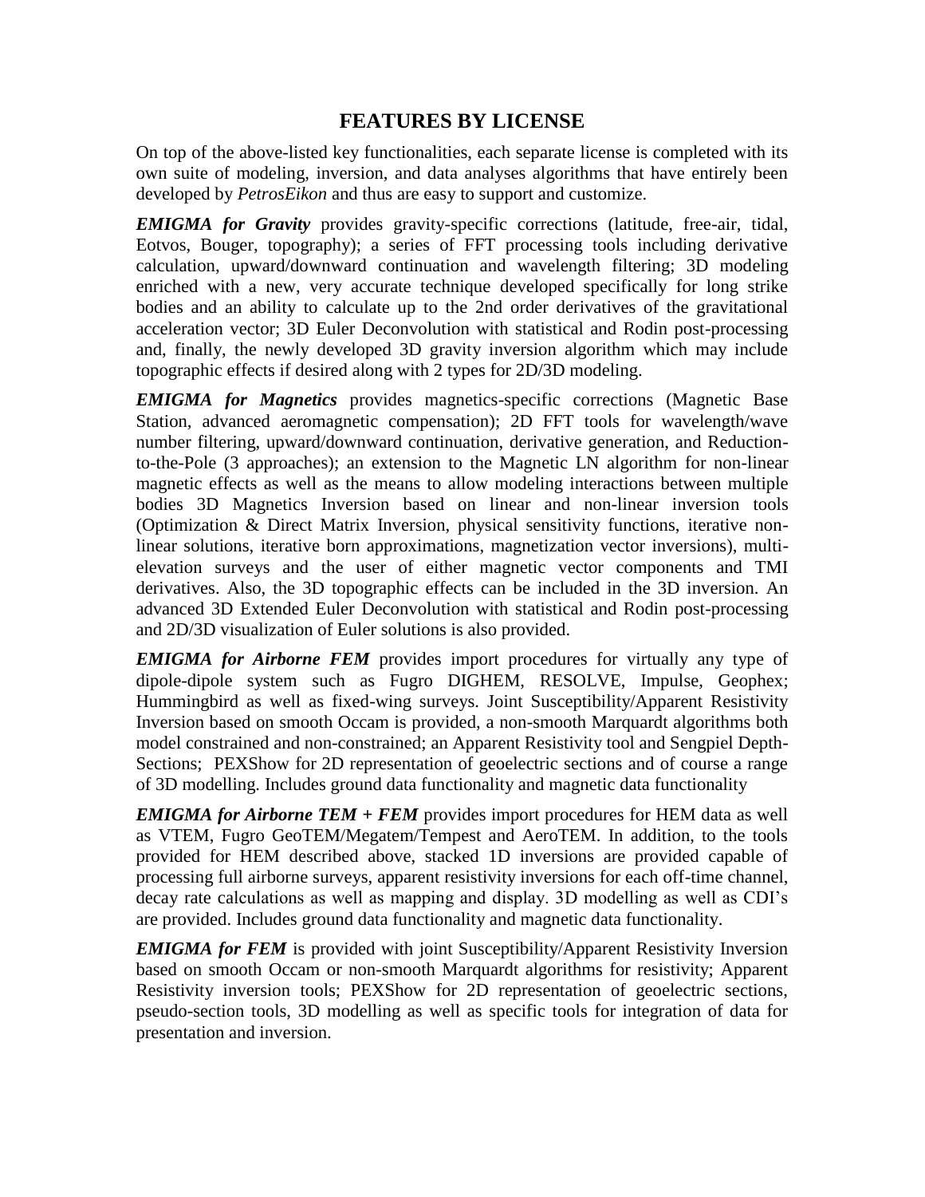## FEATURES BY LICENSE

On top of the above-listed key functionalities, each separate license is completed with its own suite of modeling, inversion, and data analyses algorithms that have entirely been developed by *PetrosEikon* and thus are easy to support and customize.

***EMIGMA for Gravity*** provides gravity-specific corrections (latitude, free-air, tidal, Eotvos, Bouger, topography); a series of FFT processing tools including derivative calculation, upward/downward continuation and wavelength filtering; 3D modeling enriched with a new, very accurate technique developed specifically for long strike bodies and an ability to calculate up to the 2nd order derivatives of the gravitational acceleration vector; 3D Euler Deconvolution with statistical and Rodin post-processing and, finally, the newly developed 3D gravity inversion algorithm which may include topographic effects if desired along with 2 types for 2D/3D modeling.

***EMIGMA for Magnetics*** provides magnetics-specific corrections (Magnetic Base Station, advanced aeromagnetic compensation); 2D FFT tools for wavelength/wave number filtering, upward/downward continuation, derivative generation, and Reduction-to-the-Pole (3 approaches); an extension to the Magnetic LN algorithm for non-linear magnetic effects as well as the means to allow modeling interactions between multiple bodies 3D Magnetics Inversion based on linear and non-linear inversion tools (Optimization & Direct Matrix Inversion, physical sensitivity functions, iterative non-linear solutions, iterative born approximations, magnetization vector inversions), multi-elevation surveys and the user of either magnetic vector components and TMI derivatives. Also, the 3D topographic effects can be included in the 3D inversion. An advanced 3D Extended Euler Deconvolution with statistical and Rodin post-processing and 2D/3D visualization of Euler solutions is also provided.

***EMIGMA for Airborne FEM*** provides import procedures for virtually any type of dipole-dipole system such as Fugro DIGHEM, RESOLVE, Impulse, Geophex; Hummingbird as well as fixed-wing surveys. Joint Susceptibility/Apparent Resistivity Inversion based on smooth Occam is provided, a non-smooth Marquardt algorithms both model constrained and non-constrained; an Apparent Resistivity tool and Sengpiel Depth-Sections; PEXShow for 2D representation of geoelectric sections and of course a range of 3D modelling. Includes ground data functionality and magnetic data functionality

***EMIGMA for Airborne TEM + FEM*** provides import procedures for HEM data as well as VTEM, Fugro GeoTEM/Megatem/Tempest and AeroTEM. In addition, to the tools provided for HEM described above, stacked 1D inversions are provided capable of processing full airborne surveys, apparent resistivity inversions for each off-time channel, decay rate calculations as well as mapping and display. 3D modelling as well as CDI's are provided. Includes ground data functionality and magnetic data functionality.

***EMIGMA for FEM*** is provided with joint Susceptibility/Apparent Resistivity Inversion based on smooth Occam or non-smooth Marquardt algorithms for resistivity; Apparent Resistivity inversion tools; PEXShow for 2D representation of geoelectric sections, pseudo-section tools, 3D modelling as well as specific tools for integration of data for presentation and inversion.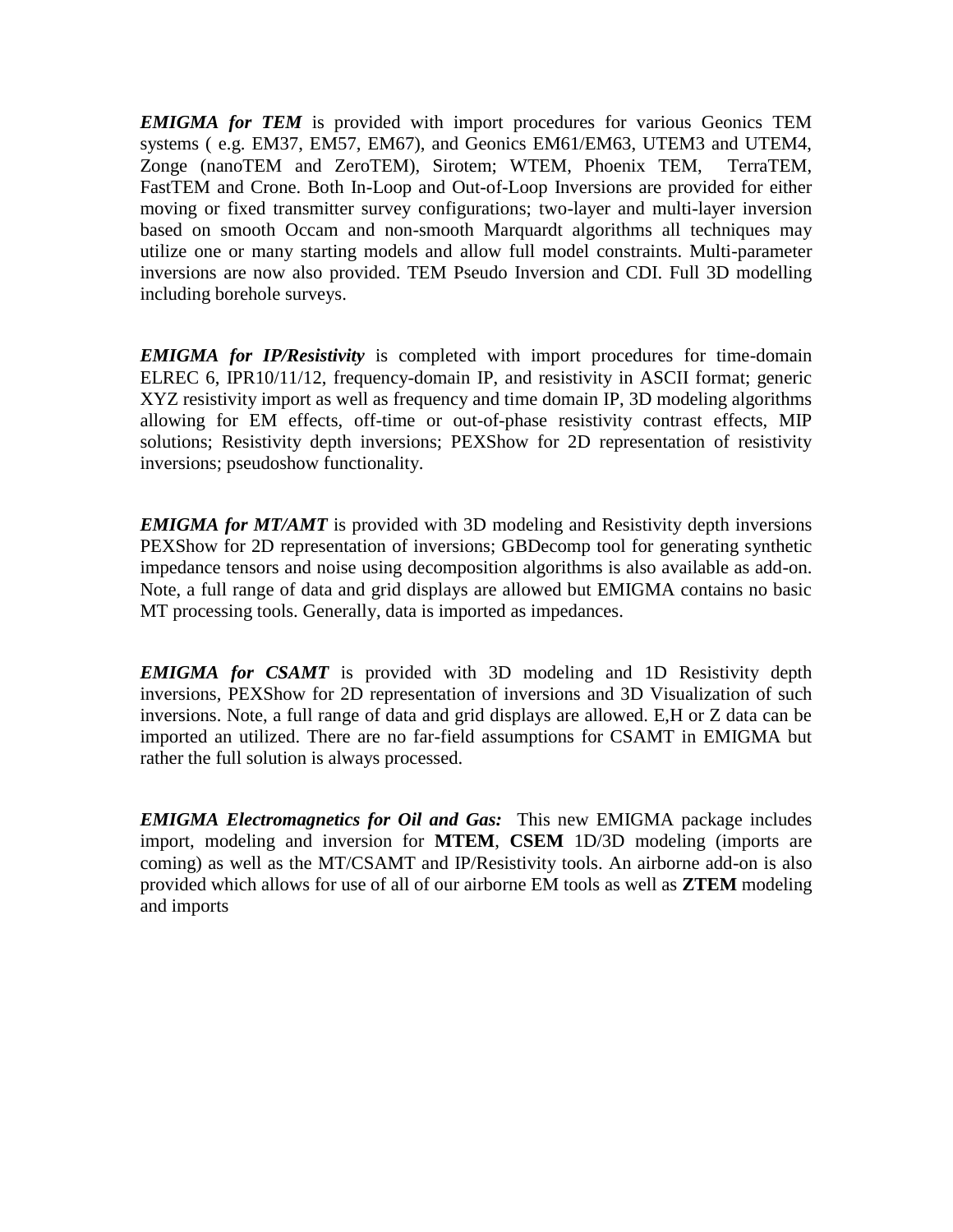***EMIGMA for TEM*** is provided with import procedures for various Geonics TEM systems ( e.g. EM37, EM57, EM67), and Geonics EM61/EM63, UTEM3 and UTEM4, Zonge (nanoTEM and ZeroTEM), Sirotem; WTEM, Phoenix TEM, TerraTEM, FastTEM and Crone. Both In-Loop and Out-of-Loop Inversions are provided for either moving or fixed transmitter survey configurations; two-layer and multi-layer inversion based on smooth Occam and non-smooth Marquardt algorithms all techniques may utilize one or many starting models and allow full model constraints. Multi-parameter inversions are now also provided. TEM Pseudo Inversion and CDI. Full 3D modelling including borehole surveys.

***EMIGMA for IP/Resistivity*** is completed with import procedures for time-domain ELREC 6, IPR10/11/12, frequency-domain IP, and resistivity in ASCII format; generic XYZ resistivity import as well as frequency and time domain IP, 3D modeling algorithms allowing for EM effects, off-time or out-of-phase resistivity contrast effects, MIP solutions; Resistivity depth inversions; PEXShow for 2D representation of resistivity inversions; pseudoshow functionality.

***EMIGMA for MT/AMT*** is provided with 3D modeling and Resistivity depth inversions PEXShow for 2D representation of inversions; GBDecomp tool for generating synthetic impedance tensors and noise using decomposition algorithms is also available as add-on. Note, a full range of data and grid displays are allowed but EMIGMA contains no basic MT processing tools. Generally, data is imported as impedances.

***EMIGMA for CSAMT*** is provided with 3D modeling and 1D Resistivity depth inversions, PEXShow for 2D representation of inversions and 3D Visualization of such inversions. Note, a full range of data and grid displays are allowed. E,H or Z data can be imported an utilized. There are no far-field assumptions for CSAMT in EMIGMA but rather the full solution is always processed.

***EMIGMA Electromagnetics for Oil and Gas:*** This new EMIGMA package includes import, modeling and inversion for **MTEM**, **CSEM** 1D/3D modeling (imports are coming) as well as the MT/CSAMT and IP/Resistivity tools. An airborne add-on is also provided which allows for use of all of our airborne EM tools as well as **ZTEM** modeling and imports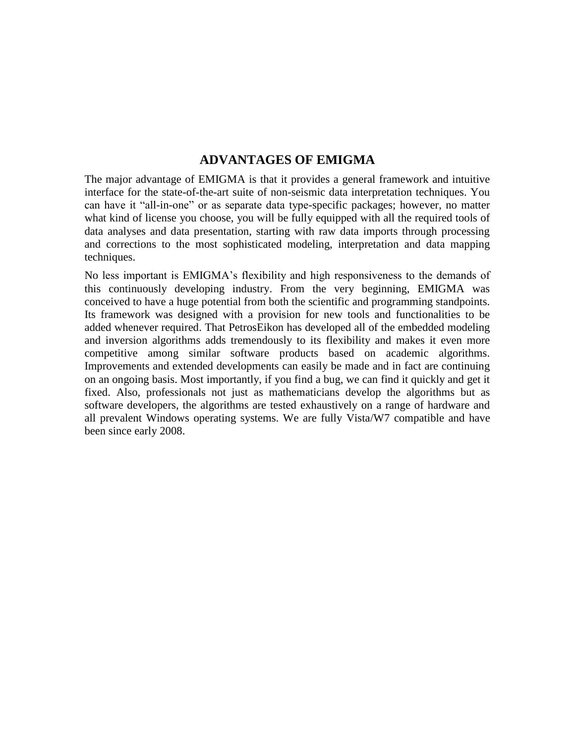## ADVANTAGES OF EMIGMA

The major advantage of EMIGMA is that it provides a general framework and intuitive interface for the state-of-the-art suite of non-seismic data interpretation techniques. You can have it "all-in-one" or as separate data type-specific packages; however, no matter what kind of license you choose, you will be fully equipped with all the required tools of data analyses and data presentation, starting with raw data imports through processing and corrections to the most sophisticated modeling, interpretation and data mapping techniques.

No less important is EMIGMA's flexibility and high responsiveness to the demands of this continuously developing industry. From the very beginning, EMIGMA was conceived to have a huge potential from both the scientific and programming standpoints. Its framework was designed with a provision for new tools and functionalities to be added whenever required. That PetrosEikon has developed all of the embedded modeling and inversion algorithms adds tremendously to its flexibility and makes it even more competitive among similar software products based on academic algorithms. Improvements and extended developments can easily be made and in fact are continuing on an ongoing basis. Most importantly, if you find a bug, we can find it quickly and get it fixed. Also, professionals not just as mathematicians develop the algorithms but as software developers, the algorithms are tested exhaustively on a range of hardware and all prevalent Windows operating systems. We are fully Vista/W7 compatible and have been since early 2008.